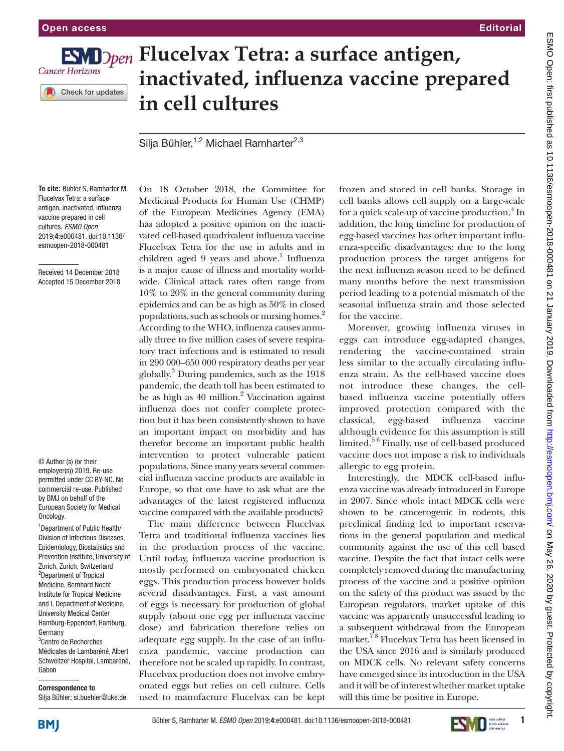# Flucelvax Tetra: a surface antigen, inactivated, influenza vaccine prepared in cell cultures

Silja Bühler,[1,2] Michael Ramharter[2,3]

**To cite:** Bühler S, Ramharter M. Flucelvax Tetra: a surface antigen, inactivated, influenza vaccine prepared in cell cultures. *ESMO Open* 2019;**4**:e000481. doi:10.1136/esmoopen-2018-000481

Received 14 December 2018
Accepted 15 December 2018

© Author (s) (or their employer(s)) 2019. Re-use permitted under CC BY-NC. No commercial re-use. Published by BMJ on behalf of the European Society for Medical Oncology.

[1]Department of Public Health/Division of Infectious Diseases, Epidemiology, Biostatistics and Prevention Institute, University of Zurich, Zurich, Switzerland
[2]Department of Tropical Medicine, Bernhard Nocht Institute for Tropical Medicine and I. Department of Medicine, University Medical Center Hamburg-Eppendorf, Hamburg, Germany
[3]Centre de Recherches Médicales de Lambaréné, Albert Schweitzer Hospital, Lambaréné, Gabon

**Correspondence to**
Silja Bühler; si.buehler@uke.de

On 18 October 2018, the Committee for Medicinal Products for Human Use (CHMP) of the European Medicines Agency (EMA) has adopted a positive opinion on the inactivated cell-based quadrivalent influenza vaccine Flucelvax Tetra for the use in adults and in children aged 9 years and above.[1] Influenza is a major cause of illness and mortality worldwide. Clinical attack rates often range from 10% to 20% in the general community during epidemics and can be as high as 50% in closed populations, such as schools or nursing homes.[2] According to the WHO, influenza causes annually three to five million cases of severe respiratory tract infections and is estimated to result in 290 000–650 000 respiratory deaths per year globally.[3] During pandemics, such as the 1918 pandemic, the death toll has been estimated to be as high as 40 million.[2] Vaccination against influenza does not confer complete protection but it has been consistently shown to have an important impact on morbidity and has therefor become an important public health intervention to protect vulnerable patient populations. Since many years several commercial influenza vaccine products are available in Europe, so that one have to ask what are the advantages of the latest registered influenza vaccine compared with the available products?

The main difference between Flucelvax Tetra and traditional influenza vaccines lies in the production process of the vaccine. Until today, influenza vaccine production is mostly performed on embryonated chicken eggs. This production process however holds several disadvantages. First, a vast amount of eggs is necessary for production of global supply (about one egg per influenza vaccine dose) and fabrication therefore relies on adequate egg supply. In the case of an influenza pandemic, vaccine production can therefore not be scaled up rapidly. In contrast, Flucelvax production does not involve embryonated eggs but relies on cell culture. Cells used to manufacture Flucelvax can be kept frozen and stored in cell banks. Storage in cell banks allows cell supply on a large-scale for a quick scale-up of vaccine production.[4] In addition, the long timeline for production of egg-based vaccines has other important influenza-specific disadvantages: due to the long production process the target antigens for the next influenza season need to be defined many months before the next transmission period leading to a potential mismatch of the seasonal influenza strain and those selected for the vaccine.

Moreover, growing influenza viruses in eggs can introduce egg-adapted changes, rendering the vaccine-contained strain less similar to the actually circulating influenza strain. As the cell-based vaccine does not introduce these changes, the cell-based influenza vaccine potentially offers improved protection compared with the classical, egg-based influenza vaccine although evidence for this assumption is still limited.[5,6] Finally, use of cell-based produced vaccine does not impose a risk to individuals allergic to egg protein.

Interestingly, the MDCK cell-based influenza vaccine was already introduced in Europe in 2007. Since whole intact MDCK cells were shown to be cancerogenic in rodents, this preclinical finding led to important reservations in the general population and medical community against the use of this cell based vaccine. Despite the fact that intact cells were completely removed during the manufacturing process of the vaccine and a positive opinion on the safety of this product was issued by the European regulators, market uptake of this vaccine was apparently unsuccessful leading to a subsequent withdrawal from the European market.[7,8] Flucelvax Tetra has been licensed in the USA since 2016 and is similarly produced on MDCK cells. No relevant safety concerns have emerged since its introduction in the USA and it will be of interest whether market uptake will this time be positive in Europe.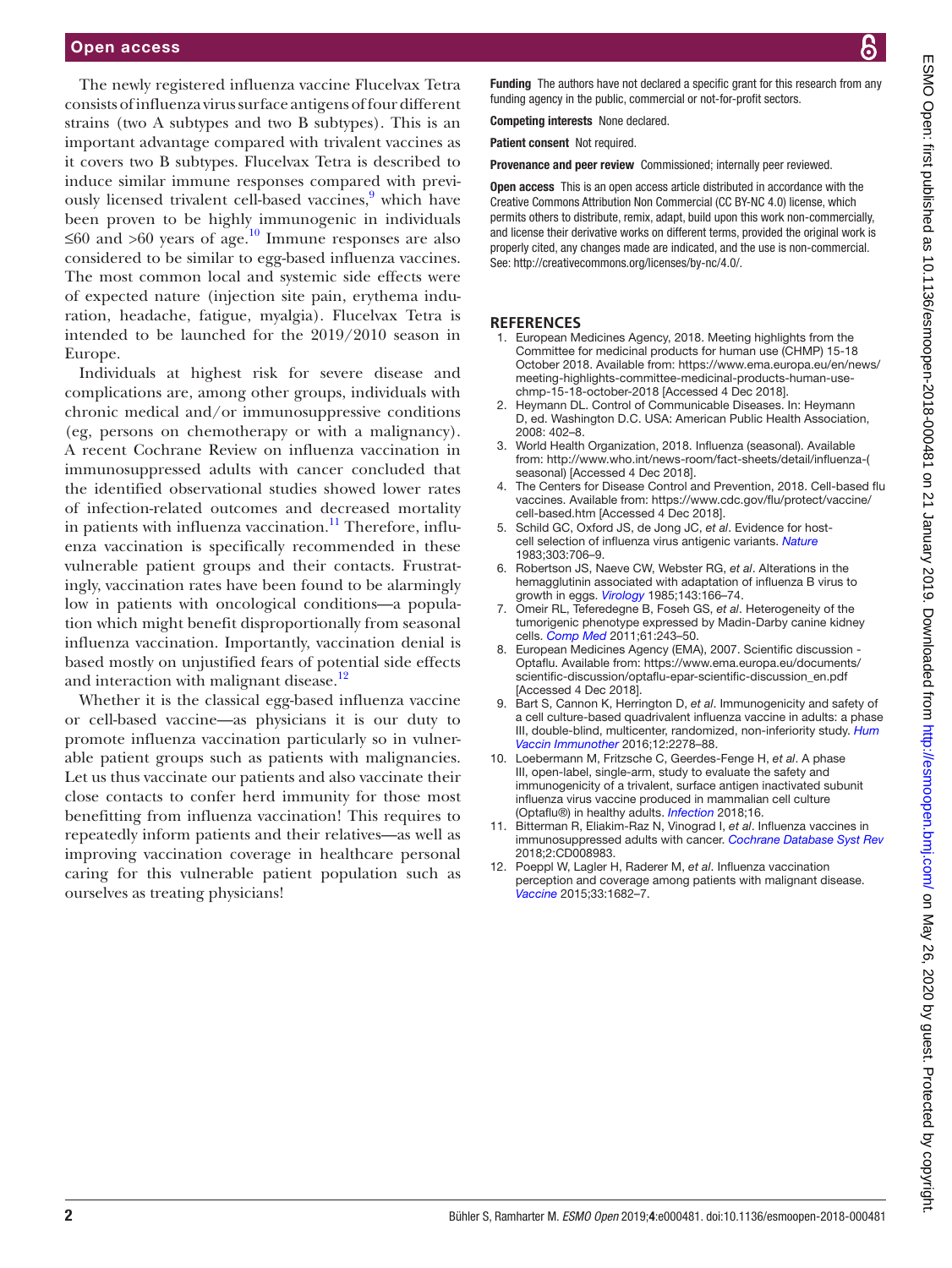The newly registered influenza vaccine Flucelvax Tetra consists of influenza virus surface antigens of four different strains (two A subtypes and two B subtypes). This is an important advantage compared with trivalent vaccines as it covers two B subtypes. Flucelvax Tetra is described to induce similar immune responses compared with previously licensed trivalent cell-based vaccines,[9] which have been proven to be highly immunogenic in individuals ≤60 and >60 years of age.[10] Immune responses are also considered to be similar to egg-based influenza vaccines. The most common local and systemic side effects were of expected nature (injection site pain, erythema induration, headache, fatigue, myalgia). Flucelvax Tetra is intended to be launched for the 2019/2010 season in Europe.

Individuals at highest risk for severe disease and complications are, among other groups, individuals with chronic medical and/or immunosuppressive conditions (eg, persons on chemotherapy or with a malignancy). A recent Cochrane Review on influenza vaccination in immunosuppressed adults with cancer concluded that the identified observational studies showed lower rates of infection-related outcomes and decreased mortality in patients with influenza vaccination.[11] Therefore, influenza vaccination is specifically recommended in these vulnerable patient groups and their contacts. Frustratingly, vaccination rates have been found to be alarmingly low in patients with oncological conditions—a population which might benefit disproportionally from seasonal influenza vaccination. Importantly, vaccination denial is based mostly on unjustified fears of potential side effects and interaction with malignant disease.[12]

Whether it is the classical egg-based influenza vaccine or cell-based vaccine—as physicians it is our duty to promote influenza vaccination particularly so in vulnerable patient groups such as patients with malignancies. Let us thus vaccinate our patients and also vaccinate their close contacts to confer herd immunity for those most benefitting from influenza vaccination! This requires to repeatedly inform patients and their relatives—as well as improving vaccination coverage in healthcare personal caring for this vulnerable patient population such as ourselves as treating physicians!

**Funding** The authors have not declared a specific grant for this research from any funding agency in the public, commercial or not-for-profit sectors.

**Competing interests** None declared.

**Patient consent** Not required.

**Provenance and peer review** Commissioned; internally peer reviewed.

**Open access** This is an open access article distributed in accordance with the Creative Commons Attribution Non Commercial (CC BY-NC 4.0) license, which permits others to distribute, remix, adapt, build upon this work non-commercially, and license their derivative works on different terms, provided the original work is properly cited, any changes made are indicated, and the use is non-commercial. See: http://creativecommons.org/licenses/by-nc/4.0/.

## REFERENCES

1. European Medicines Agency, 2018. Meeting highlights from the Committee for medicinal products for human use (CHMP) 15-18 October 2018. Available from: https://www.ema.europa.eu/en/news/meeting-highlights-committee-medicinal-products-human-use-chmp-15-18-october-2018 [Accessed 4 Dec 2018].
2. Heymann DL. Control of Communicable Diseases. In: Heymann D, ed. Washington D.C. USA: American Public Health Association, 2008: 402–8.
3. World Health Organization, 2018. Influenza (seasonal). Available from: http://www.who.int/news-room/fact-sheets/detail/influenza-(seasonal) [Accessed 4 Dec 2018].
4. The Centers for Disease Control and Prevention, 2018. Cell-based flu vaccines. Available from: https://www.cdc.gov/flu/protect/vaccine/cell-based.htm [Accessed 4 Dec 2018].
5. Schild GC, Oxford JS, de Jong JC, *et al*. Evidence for host-cell selection of influenza virus antigenic variants. *Nature* 1983;303:706–9.
6. Robertson JS, Naeve CW, Webster RG, *et al*. Alterations in the hemagglutinin associated with adaptation of influenza B virus to growth in eggs. *Virology* 1985;143:166–74.
7. Omeir RL, Teferedegne B, Foseh GS, *et al*. Heterogeneity of the tumorigenic phenotype expressed by Madin-Darby canine kidney cells. *Comp Med* 2011;61:243–50.
8. European Medicines Agency (EMA), 2007. Scientific discussion - Optaflu. Available from: https://www.ema.europa.eu/documents/scientific-discussion/optaflu-epar-scientific-discussion_en.pdf [Accessed 4 Dec 2018].
9. Bart S, Cannon K, Herrington D, *et al*. Immunogenicity and safety of a cell culture-based quadrivalent influenza vaccine in adults: a phase III, double-blind, multicenter, randomized, non-inferiority study. *Hum Vaccin Immunother* 2016;12:2278–88.
10. Loebermann M, Fritzsche C, Geerdes-Fenge H, *et al*. A phase III, open-label, single-arm, study to evaluate the safety and immunogenicity of a trivalent, surface antigen inactivated subunit influenza virus vaccine produced in mammalian cell culture (Optaflu®) in healthy adults. *Infection* 2018;16.
11. Bitterman R, Eliakim-Raz N, Vinograd I, *et al*. Influenza vaccines in immunosuppressed adults with cancer. *Cochrane Database Syst Rev* 2018;2:CD008983.
12. Poeppl W, Lagler H, Raderer M, *et al*. Influenza vaccination perception and coverage among patients with malignant disease. *Vaccine* 2015;33:1682–7.